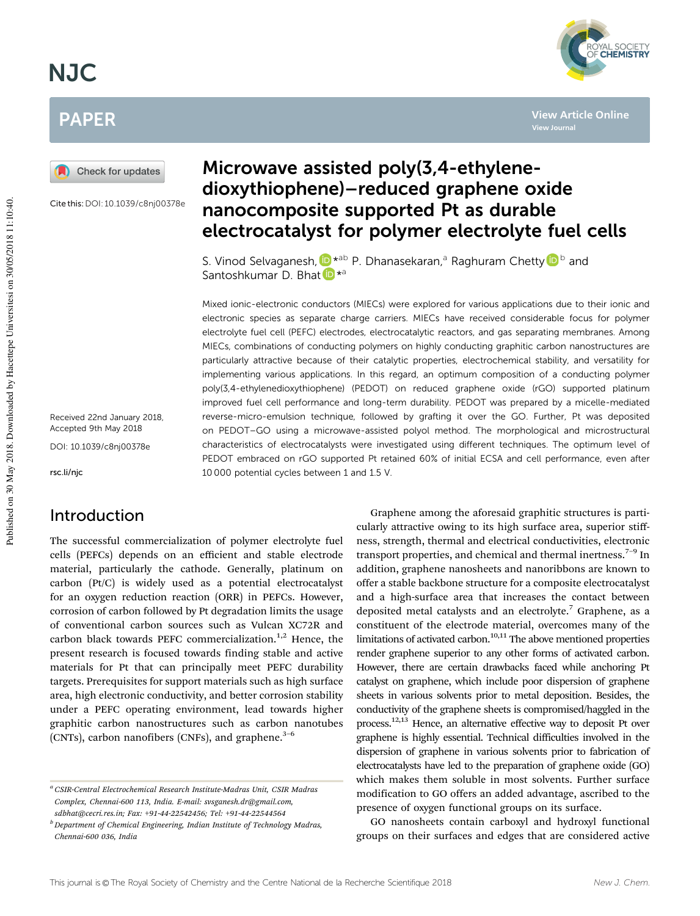# Microwave assisted poly(3,4-ethylene-dioxythiophene)–reduced graphene oxide nanocomposite supported Pt as durable electrocatalyst for polymer electrolyte fuel cells

S. Vinod Selvaganesh,*[ab] P. Dhanasekaran,[a] Raghuram Chetty[b] and Santoshkumar D. Bhat*[a]

Cite this: DOI: 10.1039/c8nj00378e

Received 22nd January 2018, Accepted 9th May 2018

DOI: 10.1039/c8nj00378e

rsc.li/njc

Mixed ionic-electronic conductors (MIECs) were explored for various applications due to their ionic and electronic species as separate charge carriers. MIECs have received considerable focus for polymer electrolyte fuel cell (PEFC) electrodes, electrocatalytic reactors, and gas separating membranes. Among MIECs, combinations of conducting polymers on highly conducting graphitic carbon nanostructures are particularly attractive because of their catalytic properties, electrochemical stability, and versatility for implementing various applications. In this regard, an optimum composition of a conducting polymer poly(3,4-ethylenedioxythiophene) (PEDOT) on reduced graphene oxide (rGO) supported platinum improved fuel cell performance and long-term durability. PEDOT was prepared by a micelle-mediated reverse-micro-emulsion technique, followed by grafting it over the GO. Further, Pt was deposited on PEDOT–GO using a microwave-assisted polyol method. The morphological and microstructural characteristics of electrocatalysts were investigated using different techniques. The optimum level of PEDOT embraced on rGO supported Pt retained 60% of initial ECSA and cell performance, even after 10 000 potential cycles between 1 and 1.5 V.

## Introduction

The successful commercialization of polymer electrolyte fuel cells (PEFCs) depends on an efficient and stable electrode material, particularly the cathode. Generally, platinum on carbon (Pt/C) is widely used as a potential electrocatalyst for an oxygen reduction reaction (ORR) in PEFCs. However, corrosion of carbon followed by Pt degradation limits the usage of conventional carbon sources such as Vulcan XC72R and carbon black towards PEFC commercialization.[1,2] Hence, the present research is focused towards finding stable and active materials for Pt that can principally meet PEFC durability targets. Prerequisites for support materials such as high surface area, high electronic conductivity, and better corrosion stability under a PEFC operating environment, lead towards higher graphitic carbon nanostructures such as carbon nanotubes (CNTs), carbon nanofibers (CNFs), and graphene.[3–6]

Graphene among the aforesaid graphitic structures is particularly attractive owing to its high surface area, superior stiffness, strength, thermal and electrical conductivities, electronic transport properties, and chemical and thermal inertness.[7–9] In addition, graphene nanosheets and nanoribbons are known to offer a stable backbone structure for a composite electrocatalyst and a high-surface area that increases the contact between deposited metal catalysts and an electrolyte.[7] Graphene, as a constituent of the electrode material, overcomes many of the limitations of activated carbon.[10,11] The above mentioned properties render graphene superior to any other forms of activated carbon. However, there are certain drawbacks faced while anchoring Pt catalyst on graphene, which include poor dispersion of graphene sheets in various solvents prior to metal deposition. Besides, the conductivity of the graphene sheets is compromised/haggled in the process.[12,13] Hence, an alternative effective way to deposit Pt over graphene is highly essential. Technical difficulties involved in the dispersion of graphene in various solvents prior to fabrication of electrocatalysts have led to the preparation of graphene oxide (GO) which makes them soluble in most solvents. Further surface modification to GO offers an added advantage, ascribed to the presence of oxygen functional groups on its surface.

GO nanosheets contain carboxyl and hydroxyl functional groups on their surfaces and edges that are considered active

[a] CSIR-Central Electrochemical Research Institute-Madras Unit, CSIR Madras Complex, Chennai-600 113, India. E-mail: svsganesh.dr@gmail.com, sdbhat@cecri.res.in; Fax: +91-44-22542456; Tel: +91-44-22544564

[b] Department of Chemical Engineering, Indian Institute of Technology Madras, Chennai-600 036, India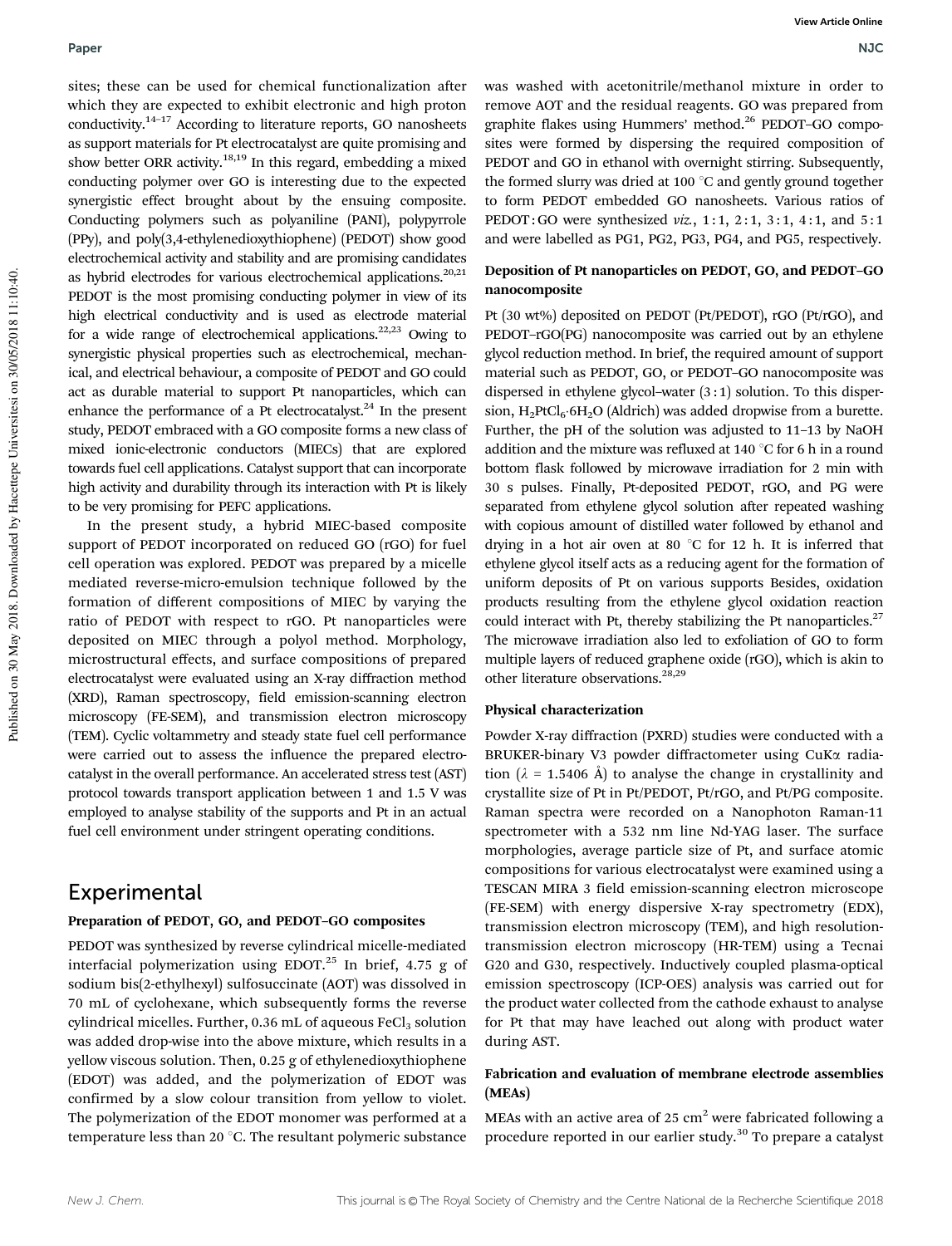sites; these can be used for chemical functionalization after which they are expected to exhibit electronic and high proton conductivity.[14–17] According to literature reports, GO nanosheets as support materials for Pt electrocatalyst are quite promising and show better ORR activity.[18,19] In this regard, embedding a mixed conducting polymer over GO is interesting due to the expected synergistic effect brought about by the ensuing composite. Conducting polymers such as polyaniline (PANI), polypyrrole (PPy), and poly(3,4-ethylenedioxythiophene) (PEDOT) show good electrochemical activity and stability and are promising candidates as hybrid electrodes for various electrochemical applications.[20,21] PEDOT is the most promising conducting polymer in view of its high electrical conductivity and is used as electrode material for a wide range of electrochemical applications.[22,23] Owing to synergistic physical properties such as electrochemical, mechanical, and electrical behaviour, a composite of PEDOT and GO could act as durable material to support Pt nanoparticles, which can enhance the performance of a Pt electrocatalyst.[24] In the present study, PEDOT embraced with a GO composite forms a new class of mixed ionic-electronic conductors (MIECs) that are explored towards fuel cell applications. Catalyst support that can incorporate high activity and durability through its interaction with Pt is likely to be very promising for PEFC applications.

In the present study, a hybrid MIEC-based composite support of PEDOT incorporated on reduced GO (rGO) for fuel cell operation was explored. PEDOT was prepared by a micelle mediated reverse-micro-emulsion technique followed by the formation of different compositions of MIEC by varying the ratio of PEDOT with respect to rGO. Pt nanoparticles were deposited on MIEC through a polyol method. Morphology, microstructural effects, and surface compositions of prepared electrocatalyst were evaluated using an X-ray diffraction method (XRD), Raman spectroscopy, field emission-scanning electron microscopy (FE-SEM), and transmission electron microscopy (TEM). Cyclic voltammetry and steady state fuel cell performance were carried out to assess the influence the prepared electrocatalyst in the overall performance. An accelerated stress test (AST) protocol towards transport application between 1 and 1.5 V was employed to analyse stability of the supports and Pt in an actual fuel cell environment under stringent operating conditions.

## Experimental

### Preparation of PEDOT, GO, and PEDOT–GO composites

PEDOT was synthesized by reverse cylindrical micelle-mediated interfacial polymerization using EDOT.[25] In brief, 4.75 g of sodium bis(2-ethylhexyl) sulfosuccinate (AOT) was dissolved in 70 mL of cyclohexane, which subsequently forms the reverse cylindrical micelles. Further, 0.36 mL of aqueous $FeCl_3$ solution was added drop-wise into the above mixture, which results in a yellow viscous solution. Then, 0.25 g of ethylenedioxythiophene (EDOT) was added, and the polymerization of EDOT was confirmed by a slow colour transition from yellow to violet. The polymerization of the EDOT monomer was performed at a temperature less than 20 °C. The resultant polymeric substance was washed with acetonitrile/methanol mixture in order to remove AOT and the residual reagents. GO was prepared from graphite flakes using Hummers' method.[26] PEDOT–GO composites were formed by dispersing the required composition of PEDOT and GO in ethanol with overnight stirring. Subsequently, the formed slurry was dried at 100 °C and gently ground together to form PEDOT embedded GO nanosheets. Various ratios of PEDOT : GO were synthesized *viz.*, 1 : 1, 2 : 1, 3 : 1, 4 : 1, and 5 : 1 and were labelled as PG1, PG2, PG3, PG4, and PG5, respectively.

### Deposition of Pt nanoparticles on PEDOT, GO, and PEDOT–GO nanocomposite

Pt (30 wt%) deposited on PEDOT (Pt/PEDOT), rGO (Pt/rGO), and PEDOT–rGO(PG) nanocomposite was carried out by an ethylene glycol reduction method. In brief, the required amount of support material such as PEDOT, GO, or PEDOT–GO nanocomposite was dispersed in ethylene glycol–water (3 : 1) solution. To this dispersion, $H_2PtCl_6{\cdot}6H_2O$ (Aldrich) was added dropwise from a burette. Further, the pH of the solution was adjusted to 11–13 by NaOH addition and the mixture was refluxed at 140 °C for 6 h in a round bottom flask followed by microwave irradiation for 2 min with 30 s pulses. Finally, Pt-deposited PEDOT, rGO, and PG were separated from ethylene glycol solution after repeated washing with copious amount of distilled water followed by ethanol and drying in a hot air oven at 80 °C for 12 h. It is inferred that ethylene glycol itself acts as a reducing agent for the formation of uniform deposits of Pt on various supports Besides, oxidation products resulting from the ethylene glycol oxidation reaction could interact with Pt, thereby stabilizing the Pt nanoparticles.[27] The microwave irradiation also led to exfoliation of GO to form multiple layers of reduced graphene oxide (rGO), which is akin to other literature observations.[28,29]

### Physical characterization

Powder X-ray diffraction (PXRD) studies were conducted with a BRUKER-binary V3 powder diffractometer using CuKα radiation ($\lambda$ = 1.5406 Å) to analyse the change in crystallinity and crystallite size of Pt in Pt/PEDOT, Pt/rGO, and Pt/PG composite. Raman spectra were recorded on a Nanophoton Raman-11 spectrometer with a 532 nm line Nd-YAG laser. The surface morphologies, average particle size of Pt, and surface atomic compositions for various electrocatalyst were examined using a TESCAN MIRA 3 field emission-scanning electron microscope (FE-SEM) with energy dispersive X-ray spectrometry (EDX), transmission electron microscopy (TEM), and high resolution-transmission electron microscopy (HR-TEM) using a Tecnai G20 and G30, respectively. Inductively coupled plasma-optical emission spectroscopy (ICP-OES) analysis was carried out for the product water collected from the cathode exhaust to analyse for Pt that may have leached out along with product water during AST.

### Fabrication and evaluation of membrane electrode assemblies (MEAs)

MEAs with an active area of 25 cm$^2$ were fabricated following a procedure reported in our earlier study.[30] To prepare a catalyst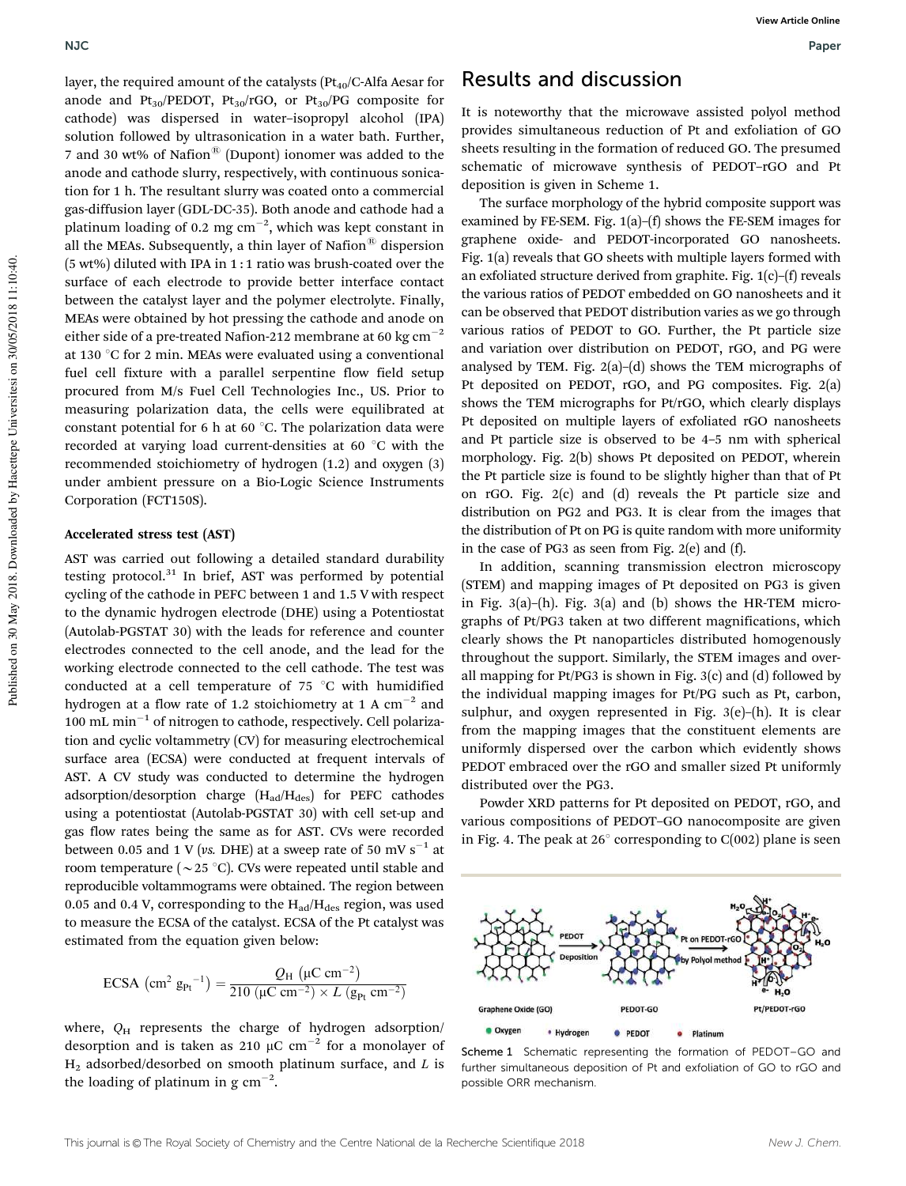layer, the required amount of the catalysts ($Pt_{40}$/C-Alfa Aesar for anode and $Pt_{30}$/PEDOT, $Pt_{30}$/rGO, or $Pt_{30}$/PG composite for cathode) was dispersed in water–isopropyl alcohol (IPA) solution followed by ultrasonication in a water bath. Further, 7 and 30 wt% of Nafion® (Dupont) ionomer was added to the anode and cathode slurry, respectively, with continuous sonication for 1 h. The resultant slurry was coated onto a commercial gas-diffusion layer (GDL-DC-35). Both anode and cathode had a platinum loading of 0.2 mg $cm^{-2}$, which was kept constant in all the MEAs. Subsequently, a thin layer of Nafion® dispersion (5 wt%) diluted with IPA in 1 : 1 ratio was brush-coated over the surface of each electrode to provide better interface contact between the catalyst layer and the polymer electrolyte. Finally, MEAs were obtained by hot pressing the cathode and anode on either side of a pre-treated Nafion-212 membrane at 60 kg $cm^{-2}$ at 130 °C for 2 min. MEAs were evaluated using a conventional fuel cell fixture with a parallel serpentine flow field setup procured from M/s Fuel Cell Technologies Inc., US. Prior to measuring polarization data, the cells were equilibrated at constant potential for 6 h at 60 °C. The polarization data were recorded at varying load current-densities at 60 °C with the recommended stoichiometry of hydrogen (1.2) and oxygen (3) under ambient pressure on a Bio-Logic Science Instruments Corporation (FCT150S).

### Accelerated stress test (AST)

AST was carried out following a detailed standard durability testing protocol.[31] In brief, AST was performed by potential cycling of the cathode in PEFC between 1 and 1.5 V with respect to the dynamic hydrogen electrode (DHE) using a Potentiostat (Autolab-PGSTAT 30) with the leads for reference and counter electrodes connected to the cell anode, and the lead for the working electrode connected to the cell cathode. The test was conducted at a cell temperature of 75 °C with humidified hydrogen at a flow rate of 1.2 stoichiometry at 1 A $cm^{-2}$ and 100 mL $min^{-1}$ of nitrogen to cathode, respectively. Cell polarization and cyclic voltammetry (CV) for measuring electrochemical surface area (ECSA) were conducted at frequent intervals of AST. A CV study was conducted to determine the hydrogen adsorption/desorption charge ($H_{ad}/H_{des}$) for PEFC cathodes using a potentiostat (Autolab-PGSTAT 30) with cell set-up and gas flow rates being the same as for AST. CVs were recorded between 0.05 and 1 V (*vs.* DHE) at a sweep rate of 50 mV $s^{-1}$ at room temperature (~25 °C). CVs were repeated until stable and reproducible voltammograms were obtained. The region between 0.05 and 0.4 V, corresponding to the $H_{ad}/H_{des}$ region, was used to measure the ECSA of the catalyst. ECSA of the Pt catalyst was estimated from the equation given below:

$$\text{ECSA}\ (\text{cm}^2\ \text{g}_{\text{Pt}}^{-1}) = \frac{Q_{\text{H}}\ (\mu\text{C cm}^{-2})}{210\ (\mu\text{C cm}^{-2}) \times L\ (\text{g}_{\text{Pt}}\ \text{cm}^{-2})}$$

where, $Q_H$ represents the charge of hydrogen adsorption/desorption and is taken as 210 μC $cm^{-2}$ for a monolayer of $H_2$ adsorbed/desorbed on smooth platinum surface, and $L$ is the loading of platinum in g $cm^{-2}$.

## Results and discussion

It is noteworthy that the microwave assisted polyol method provides simultaneous reduction of Pt and exfoliation of GO sheets resulting in the formation of reduced GO. The presumed schematic of microwave synthesis of PEDOT–rGO and Pt deposition is given in Scheme 1.

The surface morphology of the hybrid composite support was examined by FE-SEM. Fig. 1(a)–(f) shows the FE-SEM images for graphene oxide- and PEDOT-incorporated GO nanosheets. Fig. 1(a) reveals that GO sheets with multiple layers formed with an exfoliated structure derived from graphite. Fig. 1(c)–(f) reveals the various ratios of PEDOT embedded on GO nanosheets and it can be observed that PEDOT distribution varies as we go through various ratios of PEDOT to GO. Further, the Pt particle size and variation over distribution on PEDOT, rGO, and PG were analysed by TEM. Fig. 2(a)–(d) shows the TEM micrographs of Pt deposited on PEDOT, rGO, and PG composites. Fig. 2(a) shows the TEM micrographs for Pt/rGO, which clearly displays Pt deposited on multiple layers of exfoliated rGO nanosheets and Pt particle size is observed to be 4–5 nm with spherical morphology. Fig. 2(b) shows Pt deposited on PEDOT, wherein the Pt particle size is found to be slightly higher than that of Pt on rGO. Fig. 2(c) and (d) reveals the Pt particle size and distribution on PG2 and PG3. It is clear from the images that the distribution of Pt on PG is quite random with more uniformity in the case of PG3 as seen from Fig. 2(e) and (f).

In addition, scanning transmission electron microscopy (STEM) and mapping images of Pt deposited on PG3 is given in Fig. 3(a)–(h). Fig. 3(a) and (b) shows the HR-TEM micrographs of Pt/PG3 taken at two different magnifications, which clearly shows the Pt nanoparticles distributed homogenously throughout the support. Similarly, the STEM images and overall mapping for Pt/PG3 is shown in Fig. 3(c) and (d) followed by the individual mapping images for Pt/PG such as Pt, carbon, sulphur, and oxygen represented in Fig. 3(e)–(h). It is clear from the mapping images that the constituent elements are uniformly dispersed over the carbon which evidently shows PEDOT embraced over the rGO and smaller sized Pt uniformly distributed over the PG3.

Powder XRD patterns for Pt deposited on PEDOT, rGO, and various compositions of PEDOT–GO nanocomposite are given in Fig. 4. The peak at 26° corresponding to C(002) plane is seen

Scheme 1 Schematic representing the formation of PEDOT–GO and further simultaneous deposition of Pt and exfoliation of GO to rGO and possible ORR mechanism.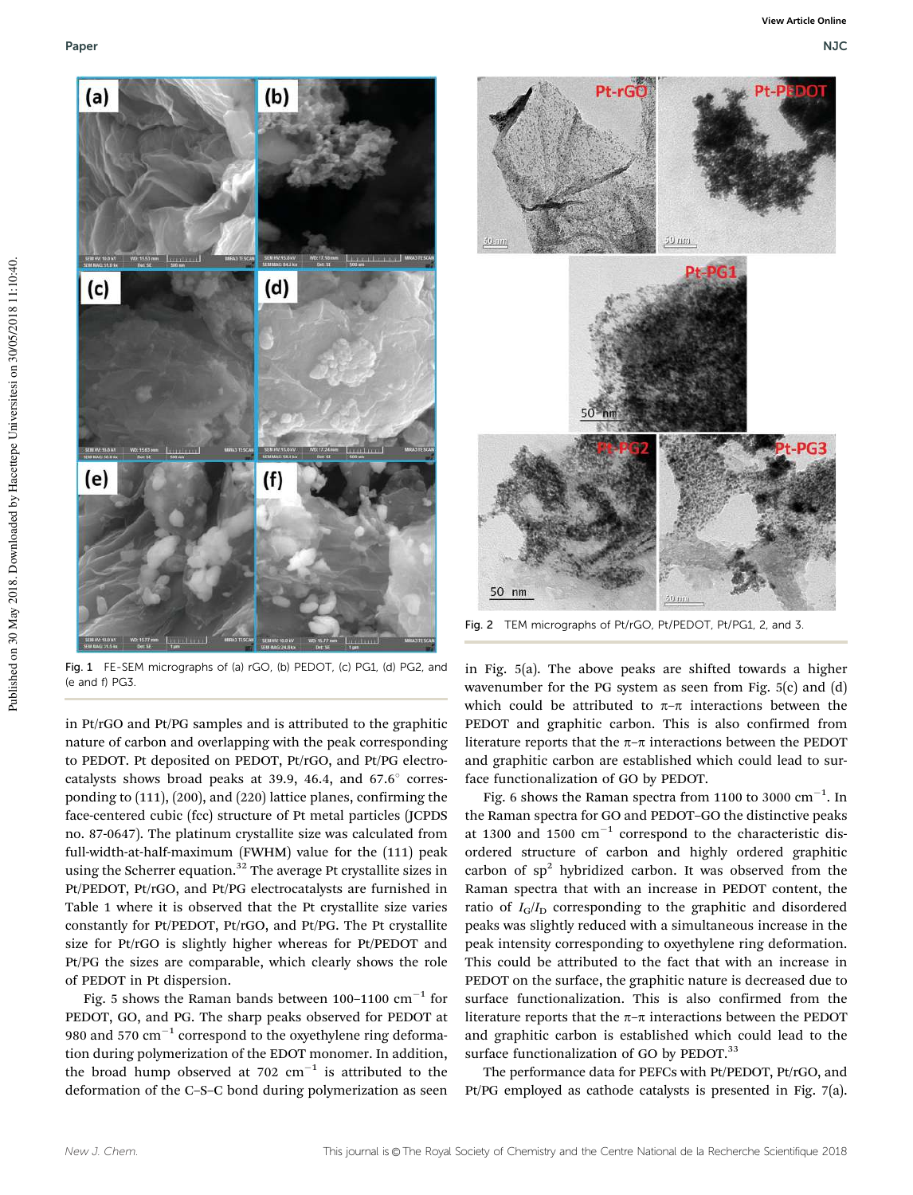Fig. 1 FE-SEM micrographs of (a) rGO, (b) PEDOT, (c) PG1, (d) PG2, and (e and f) PG3.

Fig. 2 TEM micrographs of Pt/rGO, Pt/PEDOT, Pt/PG1, 2, and 3.

in Pt/rGO and Pt/PG samples and is attributed to the graphitic nature of carbon and overlapping with the peak corresponding to PEDOT. Pt deposited on PEDOT, Pt/rGO, and Pt/PG electrocatalysts shows broad peaks at 39.9, 46.4, and 67.6° corresponding to (111), (200), and (220) lattice planes, confirming the face-centered cubic (fcc) structure of Pt metal particles (JCPDS no. 87-0647). The platinum crystallite size was calculated from full-width-at-half-maximum (FWHM) value for the (111) peak using the Scherrer equation.[32] The average Pt crystallite sizes in Pt/PEDOT, Pt/rGO, and Pt/PG electrocatalysts are furnished in Table 1 where it is observed that the Pt crystallite size varies constantly for Pt/PEDOT, Pt/rGO, and Pt/PG. The Pt crystallite size for Pt/rGO is slightly higher whereas for Pt/PEDOT and Pt/PG the sizes are comparable, which clearly shows the role of PEDOT in Pt dispersion.

Fig. 5 shows the Raman bands between 100–1100 cm$^{-1}$ for PEDOT, GO, and PG. The sharp peaks observed for PEDOT at 980 and 570 cm$^{-1}$ correspond to the oxyethylene ring deformation during polymerization of the EDOT monomer. In addition, the broad hump observed at 702 cm$^{-1}$ is attributed to the deformation of the C–S–C bond during polymerization as seen in Fig. 5(a). The above peaks are shifted towards a higher wavenumber for the PG system as seen from Fig. 5(c) and (d) which could be attributed to π–π interactions between the PEDOT and graphitic carbon. This is also confirmed from literature reports that the π–π interactions between the PEDOT and graphitic carbon are established which could lead to surface functionalization of GO by PEDOT.

Fig. 6 shows the Raman spectra from 1100 to 3000 cm$^{-1}$. In the Raman spectra for GO and PEDOT–GO the distinctive peaks at 1300 and 1500 cm$^{-1}$ correspond to the characteristic disordered structure of carbon and highly ordered graphitic carbon of sp$^2$ hybridized carbon. It was observed from the Raman spectra that with an increase in PEDOT content, the ratio of $I_G/I_D$ corresponding to the graphitic and disordered peaks was slightly reduced with a simultaneous increase in the peak intensity corresponding to oxyethylene ring deformation. This could be attributed to the fact that with an increase in PEDOT on the surface, the graphitic nature is decreased due to surface functionalization. This is also confirmed from the literature reports that the π–π interactions between the PEDOT and graphitic carbon is established which could lead to the surface functionalization of GO by PEDOT.[33]

The performance data for PEFCs with Pt/PEDOT, Pt/rGO, and Pt/PG employed as cathode catalysts is presented in Fig. 7(a).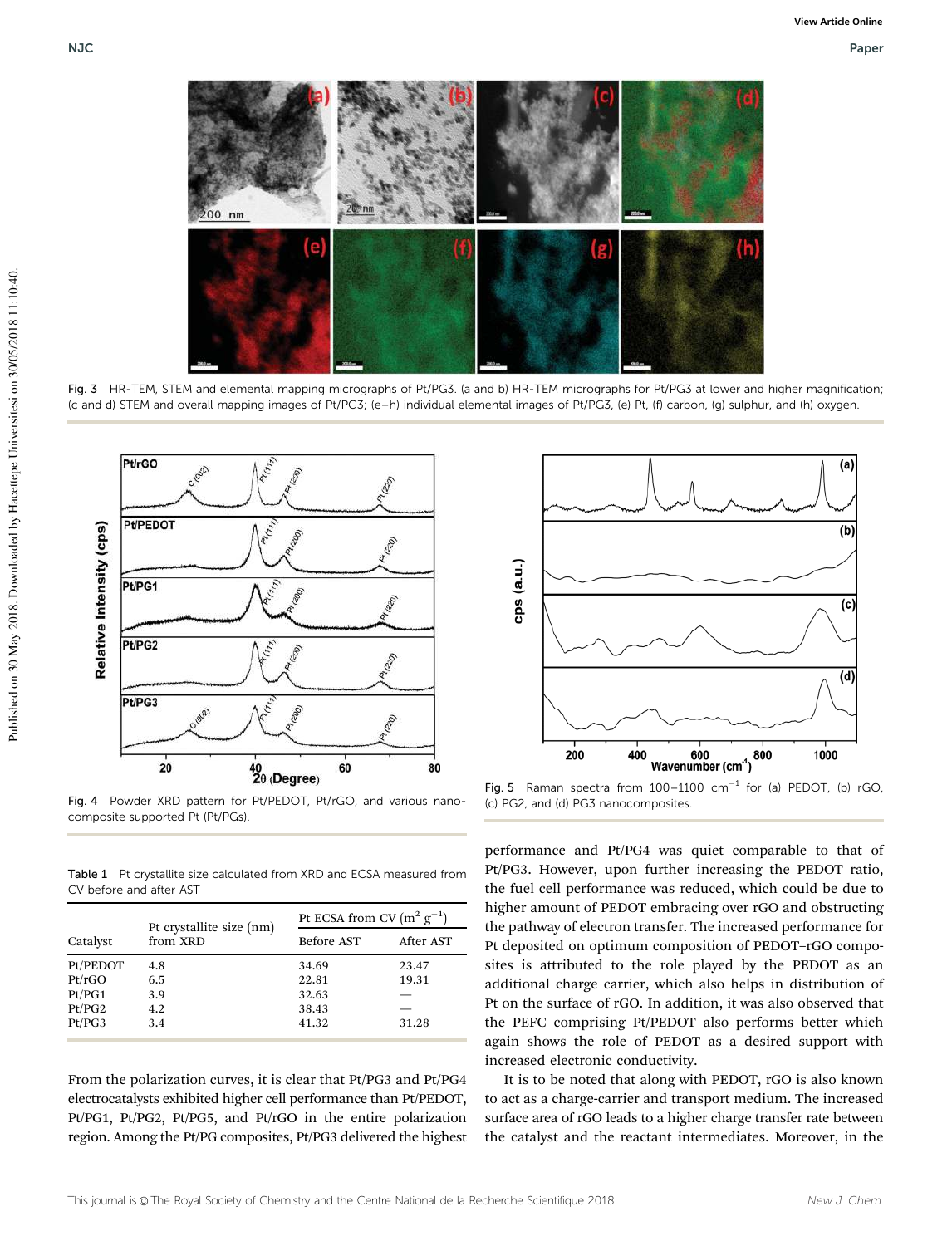Fig. 3 HR-TEM, STEM and elemental mapping micrographs of Pt/PG3. (a and b) HR-TEM micrographs for Pt/PG3 at lower and higher magnification; (c and d) STEM and overall mapping images of Pt/PG3; (e–h) individual elemental images of Pt/PG3, (e) Pt, (f) carbon, (g) sulphur, and (h) oxygen.

Fig. 4 Powder XRD pattern for Pt/PEDOT, Pt/rGO, and various nanocomposite supported Pt (Pt/PGs).

Fig. 5 Raman spectra from 100–1100 $cm^{-1}$ for (a) PEDOT, (b) rGO, (c) PG2, and (d) PG3 nanocomposites.

Table 1 Pt crystallite size calculated from XRD and ECSA measured from CV before and after AST

| Catalyst | Pt crystallite size (nm) from XRD | Pt ECSA from CV ($m^2\ g^{-1}$) | |
|---|---|---|---|
| | | Before AST | After AST |
| Pt/PEDOT | 4.8 | 34.69 | 23.47 |
| Pt/rGO | 6.5 | 22.81 | 19.31 |
| Pt/PG1 | 3.9 | 32.63 | — |
| Pt/PG2 | 4.2 | 38.43 | — |
| Pt/PG3 | 3.4 | 41.32 | 31.28 |

From the polarization curves, it is clear that Pt/PG3 and Pt/PG4 electrocatalysts exhibited higher cell performance than Pt/PEDOT, Pt/PG1, Pt/PG2, Pt/PG5, and Pt/rGO in the entire polarization region. Among the Pt/PG composites, Pt/PG3 delivered the highest performance and Pt/PG4 was quiet comparable to that of Pt/PG3. However, upon further increasing the PEDOT ratio, the fuel cell performance was reduced, which could be due to higher amount of PEDOT embracing over rGO and obstructing the pathway of electron transfer. The increased performance for Pt deposited on optimum composition of PEDOT–rGO composites is attributed to the role played by the PEDOT as an additional charge carrier, which also helps in distribution of Pt on the surface of rGO. In addition, it was also observed that the PEFC comprising Pt/PEDOT also performs better which again shows the role of PEDOT as a desired support with increased electronic conductivity.

It is to be noted that along with PEDOT, rGO is also known to act as a charge-carrier and transport medium. The increased surface area of rGO leads to a higher charge transfer rate between the catalyst and the reactant intermediates. Moreover, in the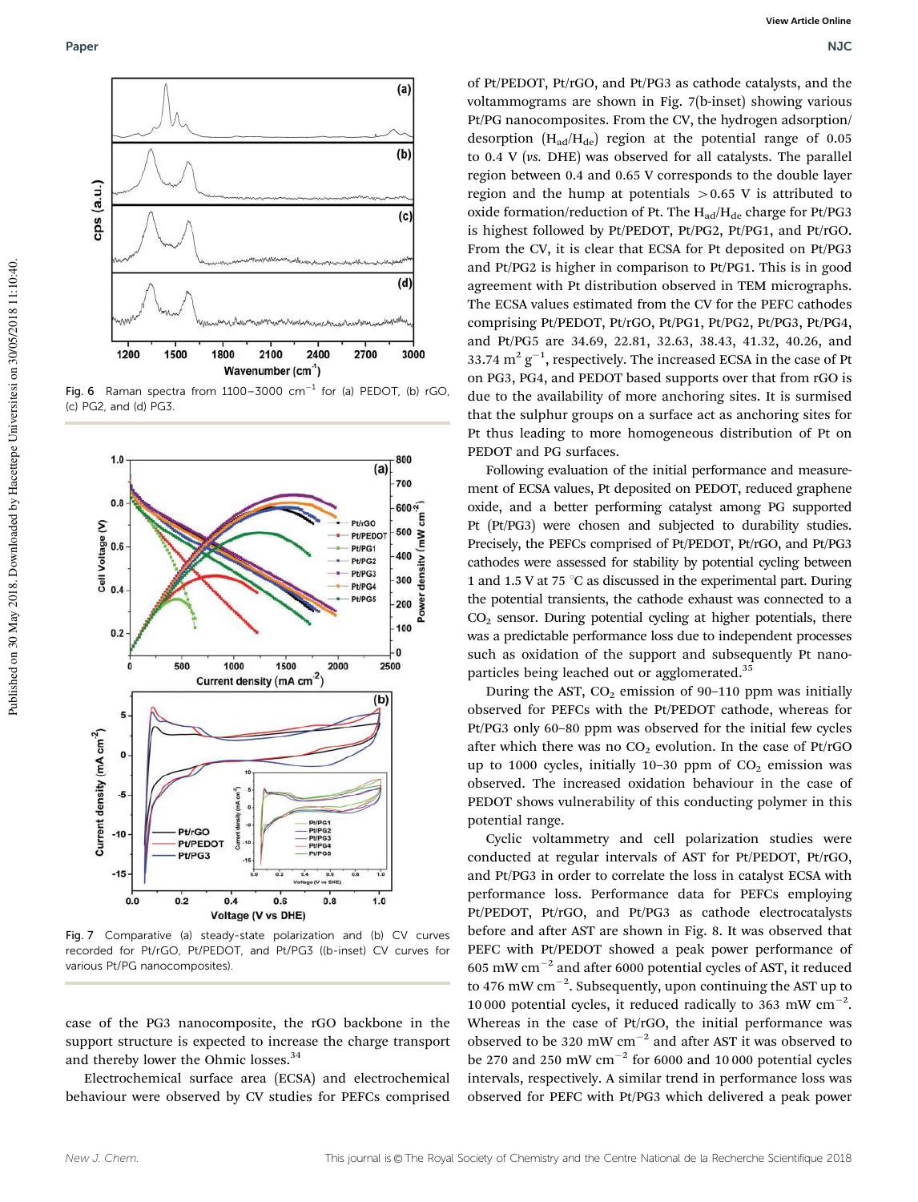Fig. 6 Raman spectra from 1100–3000 $cm^{-1}$ for (a) PEDOT, (b) rGO, (c) PG2, and (d) PG3.

Fig. 7 Comparative (a) steady-state polarization and (b) CV curves recorded for Pt/rGO, Pt/PEDOT, and Pt/PG3 ((b-inset) CV curves for various Pt/PG nanocomposites).

case of the PG3 nanocomposite, the rGO backbone in the support structure is expected to increase the charge transport and thereby lower the Ohmic losses.[34]

Electrochemical surface area (ECSA) and electrochemical behaviour were observed by CV studies for PEFCs comprised of Pt/PEDOT, Pt/rGO, and Pt/PG3 as cathode catalysts, and the voltammograms are shown in Fig. 7(b-inset) showing various Pt/PG nanocomposites. From the CV, the hydrogen adsorption/desorption ($H_{ad}/H_{de}$) region at the potential range of 0.05 to 0.4 V (*vs.* DHE) was observed for all catalysts. The parallel region between 0.4 and 0.65 V corresponds to the double layer region and the hump at potentials >0.65 V is attributed to oxide formation/reduction of Pt. The $H_{ad}/H_{de}$ charge for Pt/PG3 is highest followed by Pt/PEDOT, Pt/PG2, Pt/PG1, and Pt/rGO. From the CV, it is clear that ECSA for Pt deposited on Pt/PG3 and Pt/PG2 is higher in comparison to Pt/PG1. This is in good agreement with Pt distribution observed in TEM micrographs. The ECSA values estimated from the CV for the PEFC cathodes comprising Pt/PEDOT, Pt/rGO, Pt/PG1, Pt/PG2, Pt/PG3, Pt/PG4, and Pt/PG5 are 34.69, 22.81, 32.63, 38.43, 41.32, 40.26, and 33.74 $m^2\ g^{-1}$, respectively. The increased ECSA in the case of Pt on PG3, PG4, and PEDOT based supports over that from rGO is due to the availability of more anchoring sites. It is surmised that the sulphur groups on a surface act as anchoring sites for Pt thus leading to more homogeneous distribution of Pt on PEDOT and PG surfaces.

Following evaluation of the initial performance and measurement of ECSA values, Pt deposited on PEDOT, reduced graphene oxide, and a better performing catalyst among PG supported Pt (Pt/PG3) were chosen and subjected to durability studies. Precisely, the PEFCs comprised of Pt/PEDOT, Pt/rGO, and Pt/PG3 cathodes were assessed for stability by potential cycling between 1 and 1.5 V at 75 °C as discussed in the experimental part. During the potential transients, the cathode exhaust was connected to a $CO_2$ sensor. During potential cycling at higher potentials, there was a predictable performance loss due to independent processes such as oxidation of the support and subsequently Pt nanoparticles being leached out or agglomerated.[35]

During the AST, $CO_2$ emission of 90–110 ppm was initially observed for PEFCs with the Pt/PEDOT cathode, whereas for Pt/PG3 only 60–80 ppm was observed for the initial few cycles after which there was no $CO_2$ evolution. In the case of Pt/rGO up to 1000 cycles, initially 10–30 ppm of $CO_2$ emission was observed. The increased oxidation behaviour in the case of PEDOT shows vulnerability of this conducting polymer in this potential range.

Cyclic voltammetry and cell polarization studies were conducted at regular intervals of AST for Pt/PEDOT, Pt/rGO, and Pt/PG3 in order to correlate the loss in catalyst ECSA with performance loss. Performance data for PEFCs employing Pt/PEDOT, Pt/rGO, and Pt/PG3 as cathode electrocatalysts before and after AST are shown in Fig. 8. It was observed that PEFC with Pt/PEDOT showed a peak power performance of 605 mW $cm^{-2}$ and after 6000 potential cycles of AST, it reduced to 476 mW $cm^{-2}$. Subsequently, upon continuing the AST up to 10 000 potential cycles, it reduced radically to 363 mW $cm^{-2}$. Whereas in the case of Pt/rGO, the initial performance was observed to be 320 mW $cm^{-2}$ and after AST it was observed to be 270 and 250 mW $cm^{-2}$ for 6000 and 10 000 potential cycles intervals, respectively. A similar trend in performance loss was observed for PEFC with Pt/PG3 which delivered a peak power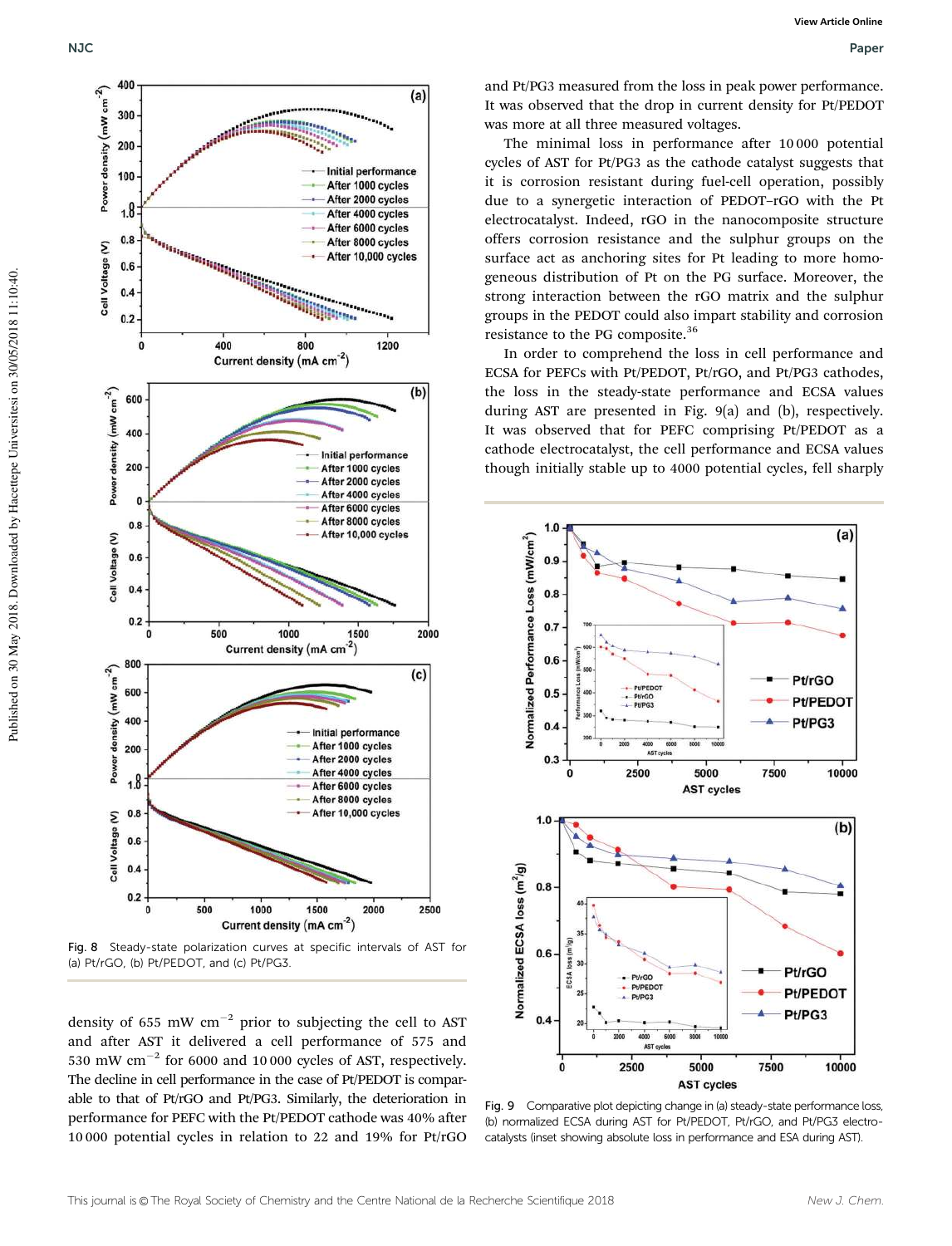and Pt/PG3 measured from the loss in peak power performance. It was observed that the drop in current density for Pt/PEDOT was more at all three measured voltages.

The minimal loss in performance after 10 000 potential cycles of AST for Pt/PG3 as the cathode catalyst suggests that it is corrosion resistant during fuel-cell operation, possibly due to a synergetic interaction of PEDOT–rGO with the Pt electrocatalyst. Indeed, rGO in the nanocomposite structure offers corrosion resistance and the sulphur groups on the surface act as anchoring sites for Pt leading to more homogeneous distribution of Pt on the PG surface. Moreover, the strong interaction between the rGO matrix and the sulphur groups in the PEDOT could also impart stability and corrosion resistance to the PG composite.[36]

In order to comprehend the loss in cell performance and ECSA for PEFCs with Pt/PEDOT, Pt/rGO, and Pt/PG3 cathodes, the loss in the steady-state performance and ECSA values during AST are presented in Fig. 9(a) and (b), respectively. It was observed that for PEFC comprising Pt/PEDOT as a cathode electrocatalyst, the cell performance and ECSA values though initially stable up to 4000 potential cycles, fell sharply

Fig. 8 Steady-state polarization curves at specific intervals of AST for (a) Pt/rGO, (b) Pt/PEDOT, and (c) Pt/PG3.

Fig. 9 Comparative plot depicting change in (a) steady-state performance loss, (b) normalized ECSA during AST for Pt/PEDOT, Pt/rGO, and Pt/PG3 electrocatalysts (inset showing absolute loss in performance and ESA during AST).

density of 655 mW cm$^{-2}$ prior to subjecting the cell to AST and after AST it delivered a cell performance of 575 and 530 mW cm$^{-2}$ for 6000 and 10 000 cycles of AST, respectively. The decline in cell performance in the case of Pt/PEDOT is comparable to that of Pt/rGO and Pt/PG3. Similarly, the deterioration in performance for PEFC with the Pt/PEDOT cathode was 40% after 10 000 potential cycles in relation to 22 and 19% for Pt/rGO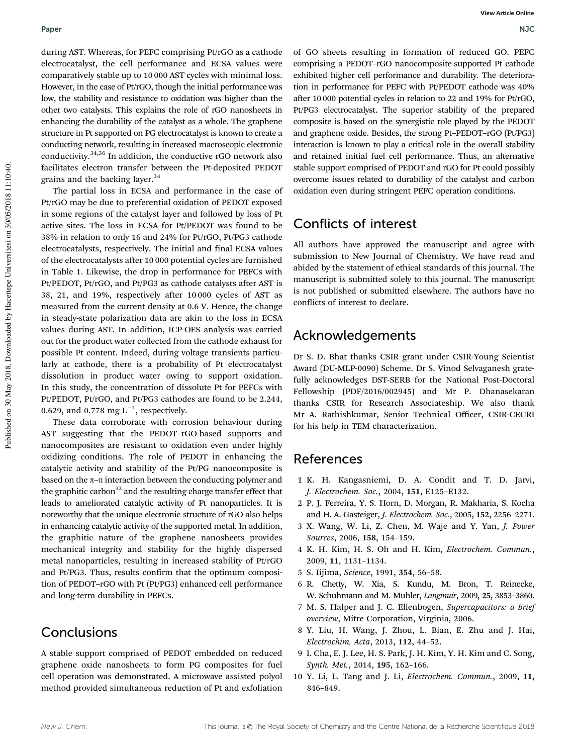during AST. Whereas, for PEFC comprising Pt/rGO as a cathode electrocatalyst, the cell performance and ECSA values were comparatively stable up to 10 000 AST cycles with minimal loss. However, in the case of Pt/rGO, though the initial performance was low, the stability and resistance to oxidation was higher than the other two catalysts. This explains the role of rGO nanosheets in enhancing the durability of the catalyst as a whole. The graphene structure in Pt supported on PG electrocatalyst is known to create a conducting network, resulting in increased macroscopic electronic conductivity.[34,36] In addition, the conductive rGO network also facilitates electron transfer between the Pt-deposited PEDOT grains and the backing layer.[34]

The partial loss in ECSA and performance in the case of Pt/rGO may be due to preferential oxidation of PEDOT exposed in some regions of the catalyst layer and followed by loss of Pt active sites. The loss in ECSA for Pt/PEDOT was found to be 38% in relation to only 16 and 24% for Pt/rGO, Pt/PG3 cathode electrocatalysts, respectively. The initial and final ECSA values of the electrocatalysts after 10 000 potential cycles are furnished in Table 1. Likewise, the drop in performance for PEFCs with Pt/PEDOT, Pt/rGO, and Pt/PG3 as cathode catalysts after AST is 38, 21, and 19%, respectively after 10 000 cycles of AST as measured from the current density at 0.6 V. Hence, the change in steady-state polarization data are akin to the loss in ECSA values during AST. In addition, ICP-OES analysis was carried out for the product water collected from the cathode exhaust for possible Pt content. Indeed, during voltage transients particularly at cathode, there is a probability of Pt electrocatalyst dissolution in product water owing to support oxidation. In this study, the concentration of dissolute Pt for PEFCs with Pt/PEDOT, Pt/rGO, and Pt/PG3 cathodes are found to be 2.244, 0.629, and 0.778 mg $L^{-1}$, respectively.

These data corroborate with corrosion behaviour during AST suggesting that the PEDOT–rGO-based supports and nanocomposites are resistant to oxidation even under highly oxidizing conditions. The role of PEDOT in enhancing the catalytic activity and stability of the Pt/PG nanocomposite is based on the π–π interaction between the conducting polymer and the graphitic carbon[32] and the resulting charge transfer effect that leads to ameliorated catalytic activity of Pt nanoparticles. It is noteworthy that the unique electronic structure of rGO also helps in enhancing catalytic activity of the supported metal. In addition, the graphitic nature of the graphene nanosheets provides mechanical integrity and stability for the highly dispersed metal nanoparticles, resulting in increased stability of Pt/rGO and Pt/PG3. Thus, results confirm that the optimum composition of PEDOT–rGO with Pt (Pt/PG3) enhanced cell performance and long-term durability in PEFCs.

## Conclusions

A stable support comprised of PEDOT embedded on reduced graphene oxide nanosheets to form PG composites for fuel cell operation was demonstrated. A microwave assisted polyol method provided simultaneous reduction of Pt and exfoliation of GO sheets resulting in formation of reduced GO. PEFC comprising a PEDOT–rGO nanocomposite-supported Pt cathode exhibited higher cell performance and durability. The deterioration in performance for PEFC with Pt/PEDOT cathode was 40% after 10 000 potential cycles in relation to 22 and 19% for Pt/rGO, Pt/PG3 electrocatalyst. The superior stability of the prepared composite is based on the synergistic role played by the PEDOT and graphene oxide. Besides, the strong Pt–PEDOT–rGO (Pt/PG3) interaction is known to play a critical role in the overall stability and retained initial fuel cell performance. Thus, an alternative stable support comprised of PEDOT and rGO for Pt could possibly overcome issues related to durability of the catalyst and carbon oxidation even during stringent PEFC operation conditions.

## Conflicts of interest

All authors have approved the manuscript and agree with submission to New Journal of Chemistry. We have read and abided by the statement of ethical standards of this journal. The manuscript is submitted solely to this journal. The manuscript is not published or submitted elsewhere. The authors have no conflicts of interest to declare.

## Acknowledgements

Dr S. D. Bhat thanks CSIR grant under CSIR-Young Scientist Award (DU-MLP-0090) Scheme. Dr S. Vinod Selvaganesh gratefully acknowledges DST-SERB for the National Post-Doctoral Fellowship (PDF/2016/002945) and Mr P. Dhanasekaran thanks CSIR for Research Associateship. We also thank Mr A. Rathishkumar, Senior Technical Officer, CSIR-CECRI for his help in TEM characterization.

## References

1 K. H. Kangasniemi, D. A. Condit and T. D. Jarvi, *J. Electrochem. Soc.*, 2004, **151**, E125–E132.

2 P. J. Ferreira, Y. S. Horn, D. Morgan, R. Makharia, S. Kocha and H. A. Gasteiger, *J. Electrochem. Soc.*, 2005, **152**, 2256–2271.

3 X. Wang, W. Li, Z. Chen, M. Waje and Y. Yan, *J. Power Sources*, 2006, **158**, 154–159.

4 K. H. Kim, H. S. Oh and H. Kim, *Electrochem. Commun.*, 2009, **11**, 1131–1134.

5 S. Iijima, *Science*, 1991, **354**, 56–58.

6 R. Chetty, W. Xia, S. Kundu, M. Bron, T. Reinecke, W. Schuhmann and M. Muhler, *Langmuir*, 2009, **25**, 3853–3860.

7 M. S. Halper and J. C. Ellenbogen, *Supercapacitors: a brief overview*, Mitre Corporation, Virginia, 2006.

8 Y. Liu, H. Wang, J. Zhou, L. Bian, E. Zhu and J. Hai, *Electrochim. Acta*, 2013, **112**, 44–52.

9 I. Cha, E. J. Lee, H. S. Park, J. H. Kim, Y. H. Kim and C. Song, *Synth. Met.*, 2014, **195**, 162–166.

10 Y. Li, L. Tang and J. Li, *Electrochem. Commun.*, 2009, **11**, 846–849.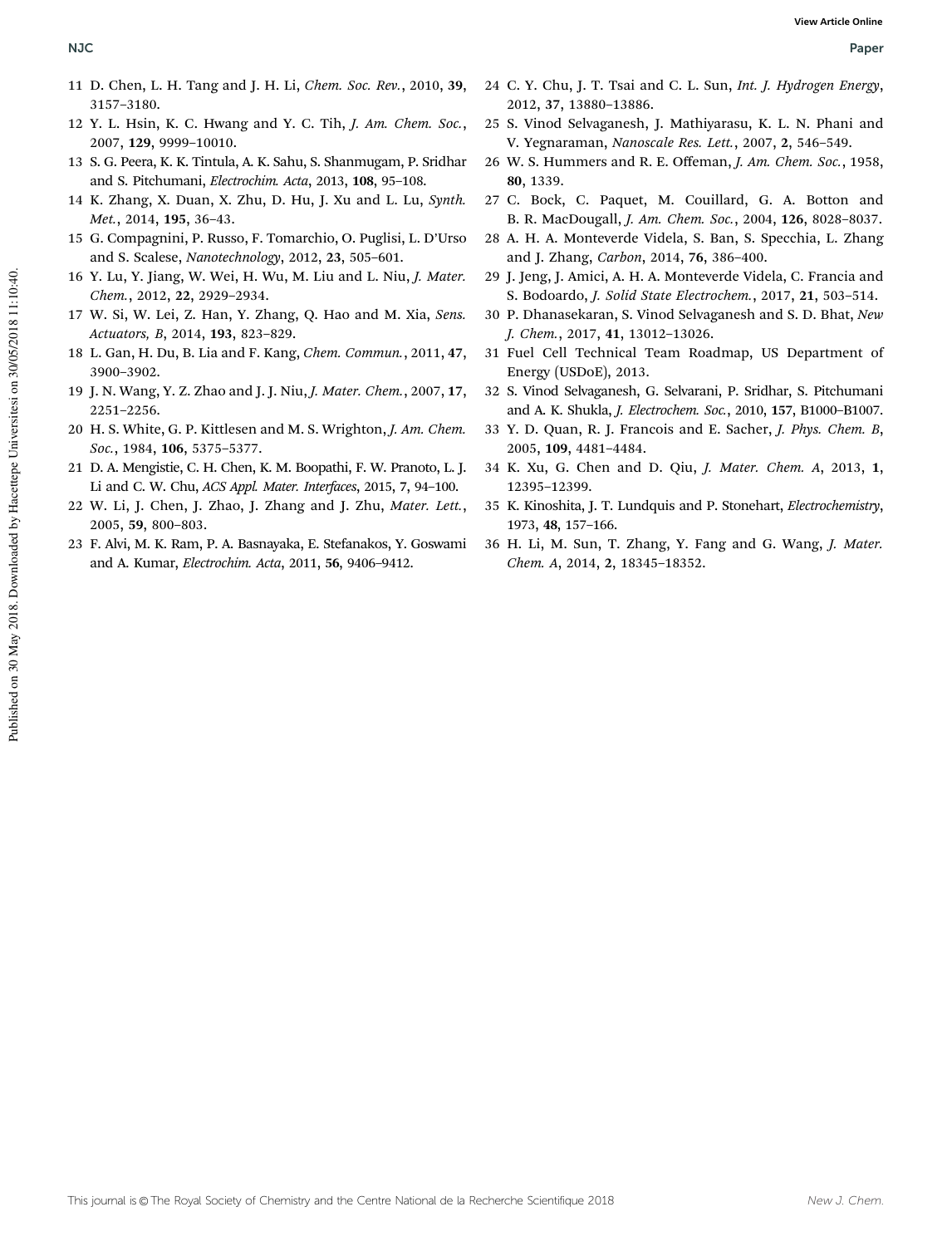11 D. Chen, L. H. Tang and J. H. Li, *Chem. Soc. Rev.*, 2010, **39**, 3157–3180.

12 Y. L. Hsin, K. C. Hwang and Y. C. Tih, *J. Am. Chem. Soc.*, 2007, **129**, 9999–10010.

13 S. G. Peera, K. K. Tintula, A. K. Sahu, S. Shanmugam, P. Sridhar and S. Pitchumani, *Electrochim. Acta*, 2013, **108**, 95–108.

14 K. Zhang, X. Duan, X. Zhu, D. Hu, J. Xu and L. Lu, *Synth. Met.*, 2014, **195**, 36–43.

15 G. Compagnini, P. Russo, F. Tomarchio, O. Puglisi, L. D'Urso and S. Scalese, *Nanotechnology*, 2012, **23**, 505–601.

16 Y. Lu, Y. Jiang, W. Wei, H. Wu, M. Liu and L. Niu, *J. Mater. Chem.*, 2012, **22**, 2929–2934.

17 W. Si, W. Lei, Z. Han, Y. Zhang, Q. Hao and M. Xia, *Sens. Actuators, B*, 2014, **193**, 823–829.

18 L. Gan, H. Du, B. Lia and F. Kang, *Chem. Commun.*, 2011, **47**, 3900–3902.

19 J. N. Wang, Y. Z. Zhao and J. J. Niu, *J. Mater. Chem.*, 2007, **17**, 2251–2256.

20 H. S. White, G. P. Kittlesen and M. S. Wrighton, *J. Am. Chem. Soc.*, 1984, **106**, 5375–5377.

21 D. A. Mengistie, C. H. Chen, K. M. Boopathi, F. W. Pranoto, L. J. Li and C. W. Chu, *ACS Appl. Mater. Interfaces*, 2015, **7**, 94–100.

22 W. Li, J. Chen, J. Zhao, J. Zhang and J. Zhu, *Mater. Lett.*, 2005, **59**, 800–803.

23 F. Alvi, M. K. Ram, P. A. Basnayaka, E. Stefanakos, Y. Goswami and A. Kumar, *Electrochim. Acta*, 2011, **56**, 9406–9412.

24 C. Y. Chu, J. T. Tsai and C. L. Sun, *Int. J. Hydrogen Energy*, 2012, **37**, 13880–13886.

25 S. Vinod Selvaganesh, J. Mathiyarasu, K. L. N. Phani and V. Yegnaraman, *Nanoscale Res. Lett.*, 2007, **2**, 546–549.

26 W. S. Hummers and R. E. Offeman, *J. Am. Chem. Soc.*, 1958, **80**, 1339.

27 C. Bock, C. Paquet, M. Couillard, G. A. Botton and B. R. MacDougall, *J. Am. Chem. Soc.*, 2004, **126**, 8028–8037.

28 A. H. A. Monteverde Videla, S. Ban, S. Specchia, L. Zhang and J. Zhang, *Carbon*, 2014, **76**, 386–400.

29 J. Jeng, J. Amici, A. H. A. Monteverde Videla, C. Francia and S. Bodoardo, *J. Solid State Electrochem.*, 2017, **21**, 503–514.

30 P. Dhanasekaran, S. Vinod Selvaganesh and S. D. Bhat, *New J. Chem.*, 2017, **41**, 13012–13026.

31 Fuel Cell Technical Team Roadmap, US Department of Energy (USDoE), 2013.

32 S. Vinod Selvaganesh, G. Selvarani, P. Sridhar, S. Pitchumani and A. K. Shukla, *J. Electrochem. Soc.*, 2010, **157**, B1000–B1007.

33 Y. D. Quan, R. J. Francois and E. Sacher, *J. Phys. Chem. B*, 2005, **109**, 4481–4484.

34 K. Xu, G. Chen and D. Qiu, *J. Mater. Chem. A*, 2013, **1**, 12395–12399.

35 K. Kinoshita, J. T. Lundquis and P. Stonehart, *Electrochemistry*, 1973, **48**, 157–166.

36 H. Li, M. Sun, T. Zhang, Y. Fang and G. Wang, *J. Mater. Chem. A*, 2014, **2**, 18345–18352.